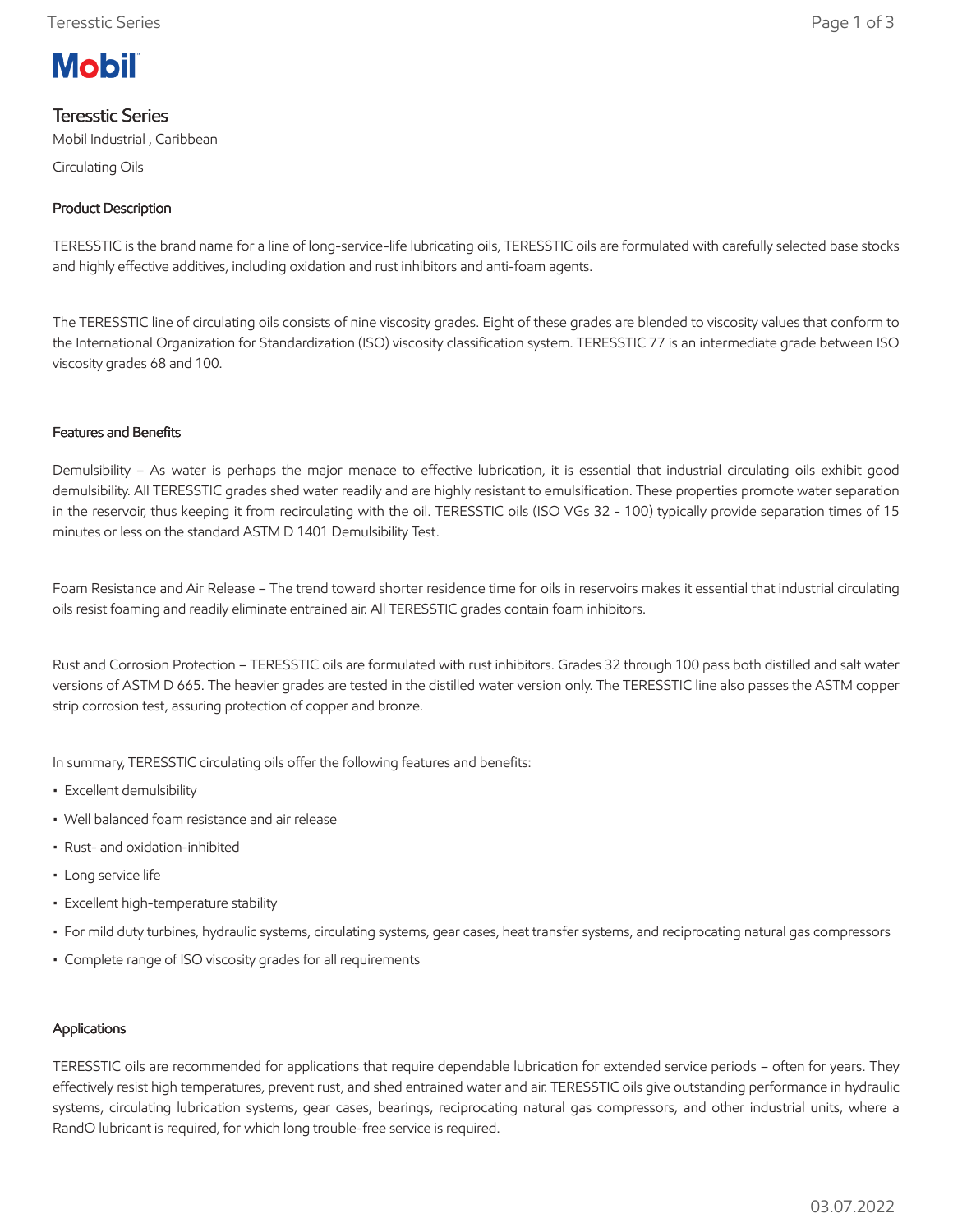Mobil

# Teresstic Series

Mobil Industrial , Caribbean

Circulating Oils

## Product Description

TERESSTIC is the brand name for a line of long-service-life lubricating oils, TERESSTIC oils are formulated with carefully selected base stocks and highly effective additives, including oxidation and rust inhibitors and anti-foam agents.

The TERESSTIC line of circulating oils consists of nine viscosity grades. Eight of these grades are blended to viscosity values that conform to the International Organization for Standardization (ISO) viscosity classification system. TERESSTIC 77 is an intermediate grade between ISO viscosity grades 68 and 100.

## Features and Benefits

Demulsibility – As water is perhaps the major menace to effective lubrication, it is essential that industrial circulating oils exhibit good demulsibility. All TERESSTIC grades shed water readily and are highly resistant to emulsification. These properties promote water separation in the reservoir, thus keeping it from recirculating with the oil. TERESSTIC oils (ISO VGs 32 - 100) typically provide separation times of 15 minutes or less on the standard ASTM D 1401 Demulsibility Test.

Foam Resistance and Air Release – The trend toward shorter residence time for oils in reservoirs makes it essential that industrial circulating oils resist foaming and readily eliminate entrained air. All TERESSTIC grades contain foam inhibitors.

Rust and Corrosion Protection – TERESSTIC oils are formulated with rust inhibitors. Grades 32 through 100 pass both distilled and salt water versions of ASTM D 665. The heavier grades are tested in the distilled water version only. The TERESSTIC line also passes the ASTM copper strip corrosion test, assuring protection of copper and bronze.

In summary, TERESSTIC circulating oils offer the following features and benefits:

- Excellent demulsibility
- Well balanced foam resistance and air release
- Rust- and oxidation-inhibited
- Long service life
- Excellent high-temperature stability
- For mild duty turbines, hydraulic systems, circulating systems, gear cases, heat transfer systems, and reciprocating natural gas compressors
- Complete range of ISO viscosity grades for all requirements

## Applications

TERESSTIC oils are recommended for applications that require dependable lubrication for extended service periods – often for years. They effectively resist high temperatures, prevent rust, and shed entrained water and air. TERESSTIC oils give outstanding performance in hydraulic systems, circulating lubrication systems, gear cases, bearings, reciprocating natural gas compressors, and other industrial units, where a RandO lubricant is required, for which long trouble-free service is required.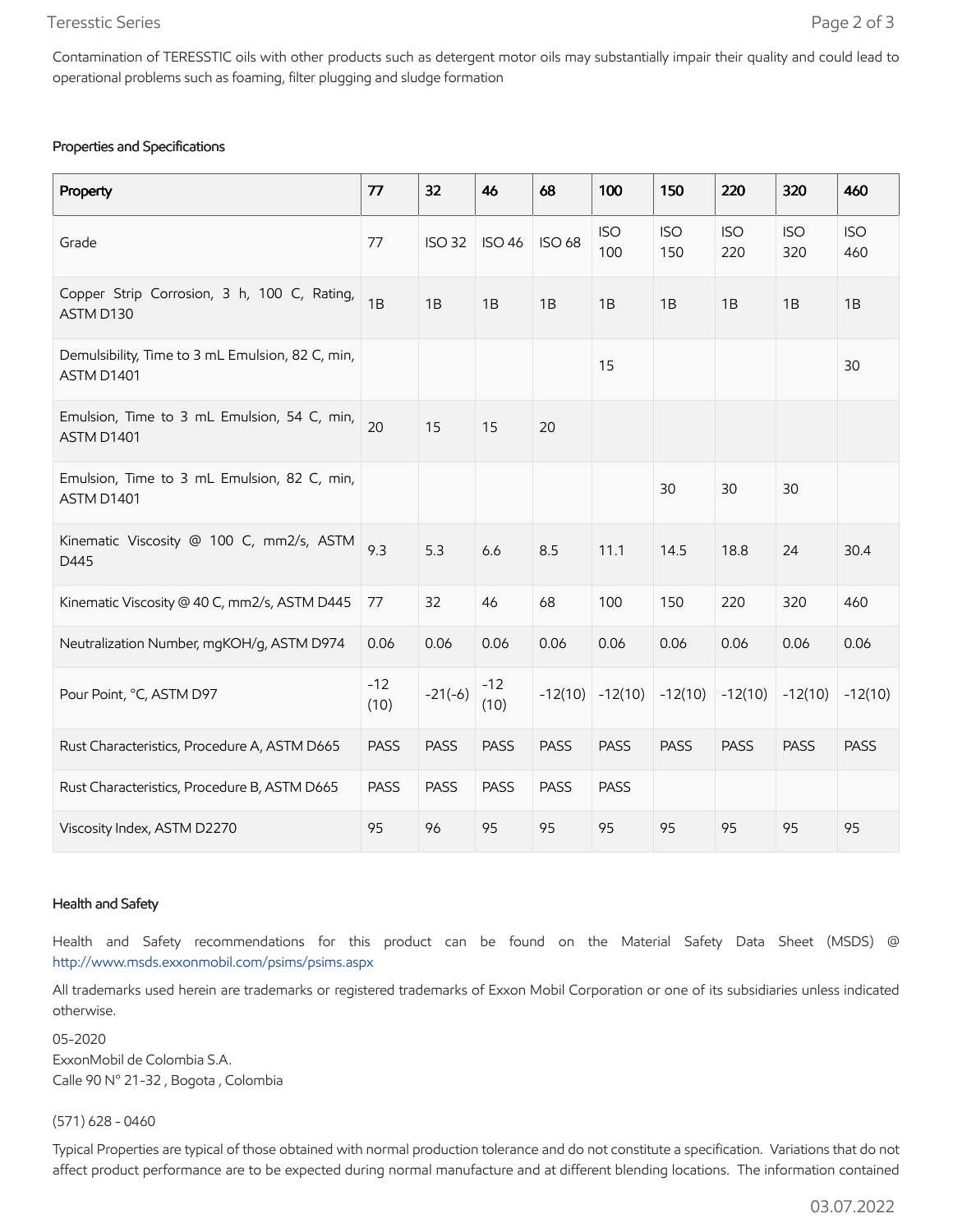Contamination of TERESSTIC oils with other products such as detergent motor oils may substantially impair their quality and could lead to operational problems such as foaming, filter plugging and sludge formation

### Properties and Specifications

| Property | 77 | 32 | 46 | 68 | 100 | 150 | 220 | 320 | 460 |
|---|---|---|---|---|---|---|---|---|---|
| Grade | 77 | ISO 32 | ISO 46 | ISO 68 | ISO 100 | ISO 150 | ISO 220 | ISO 320 | ISO 460 |
| Copper Strip Corrosion, 3 h, 100 C, Rating, ASTM D130 | 1B | 1B | 1B | 1B | 1B | 1B | 1B | 1B | 1B |
| Demulsibility, Time to 3 mL Emulsion, 82 C, min, ASTM D1401 | | | | | 15 | | | | 30 |
| Emulsion, Time to 3 mL Emulsion, 54 C, min, ASTM D1401 | 20 | 15 | 15 | 20 | | | | | |
| Emulsion, Time to 3 mL Emulsion, 82 C, min, ASTM D1401 | | | | | | 30 | 30 | 30 | |
| Kinematic Viscosity @ 100 C, mm2/s, ASTM D445 | 9.3 | 5.3 | 6.6 | 8.5 | 11.1 | 14.5 | 18.8 | 24 | 30.4 |
| Kinematic Viscosity @ 40 C, mm2/s, ASTM D445 | 77 | 32 | 46 | 68 | 100 | 150 | 220 | 320 | 460 |
| Neutralization Number, mgKOH/g, ASTM D974 | 0.06 | 0.06 | 0.06 | 0.06 | 0.06 | 0.06 | 0.06 | 0.06 | 0.06 |
| Pour Point, °C, ASTM D97 | -12 (10) | -21(-6) | -12 (10) | -12(10) | -12(10) | -12(10) | -12(10) | -12(10) | -12(10) |
| Rust Characteristics, Procedure A, ASTM D665 | PASS | PASS | PASS | PASS | PASS | PASS | PASS | PASS | PASS |
| Rust Characteristics, Procedure B, ASTM D665 | PASS | PASS | PASS | PASS | PASS | | | | |
| Viscosity Index, ASTM D2270 | 95 | 96 | 95 | 95 | 95 | 95 | 95 | 95 | 95 |

### Health and Safety

Health and Safety recommendations for this product can be found on the Material Safety Data Sheet (MSDS) @ http://www.msds.exxonmobil.com/psims/psims.aspx

All trademarks used herein are trademarks or registered trademarks of Exxon Mobil Corporation or one of its subsidiaries unless indicated otherwise.

05-2020
ExxonMobil de Colombia S.A.
Calle 90 N° 21-32 , Bogota , Colombia

(571) 628 - 0460

Typical Properties are typical of those obtained with normal production tolerance and do not constitute a specification. Variations that do not affect product performance are to be expected during normal manufacture and at different blending locations. The information contained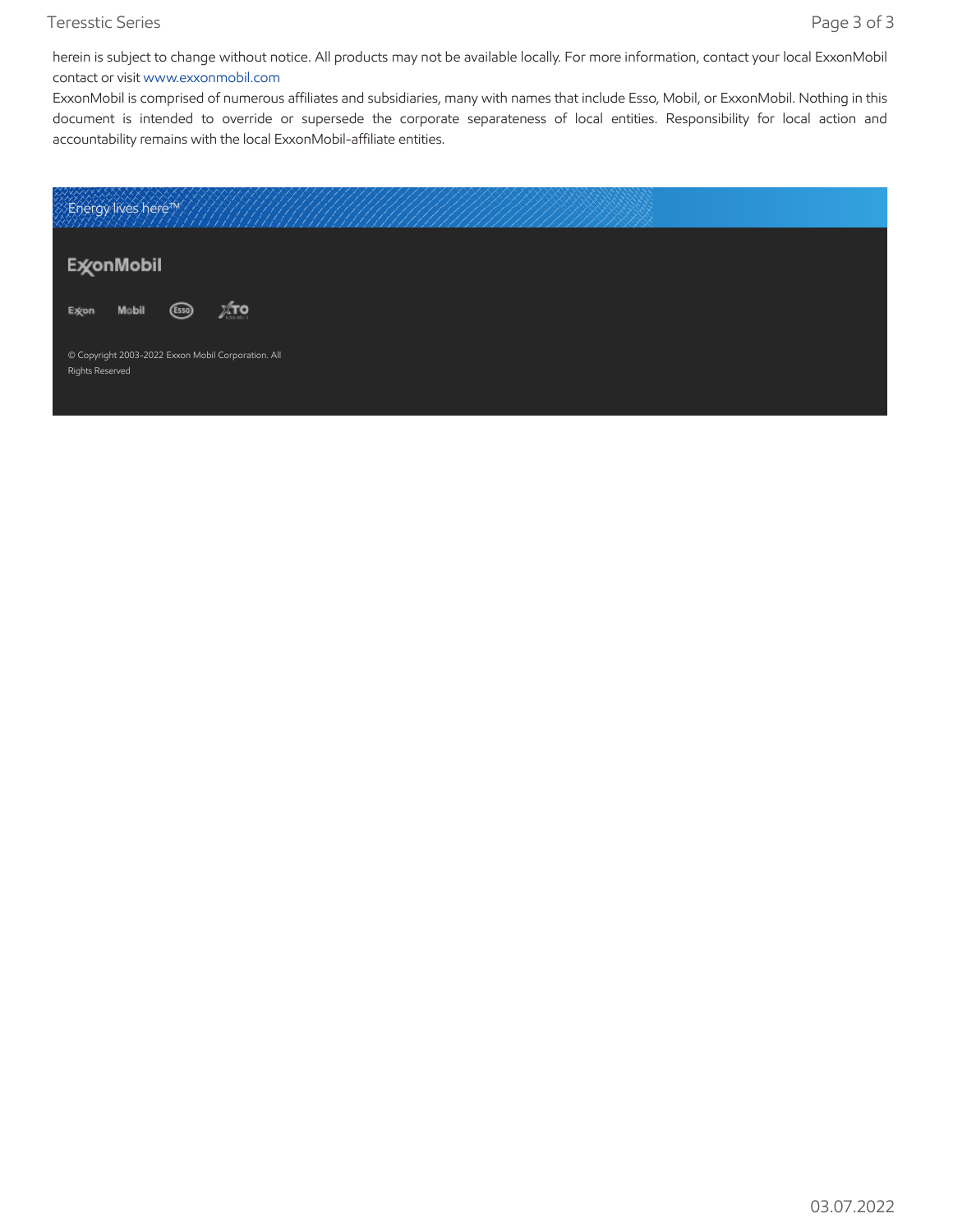herein is subject to change without notice. All products may not be available locally. For more information, contact your local ExxonMobil contact or visit www.exxonmobil.com

ExxonMobil is comprised of numerous affiliates and subsidiaries, many with names that include Esso, Mobil, or ExxonMobil. Nothing in this document is intended to override or supersede the corporate separateness of local entities. Responsibility for local action and accountability remains with the local ExxonMobil-affiliate entities.

Energy lives here™

ExxonMobil

Exxon Mobil Esso XTO

© Copyright 2003-2022 Exxon Mobil Corporation. All Rights Reserved

03.07.2022